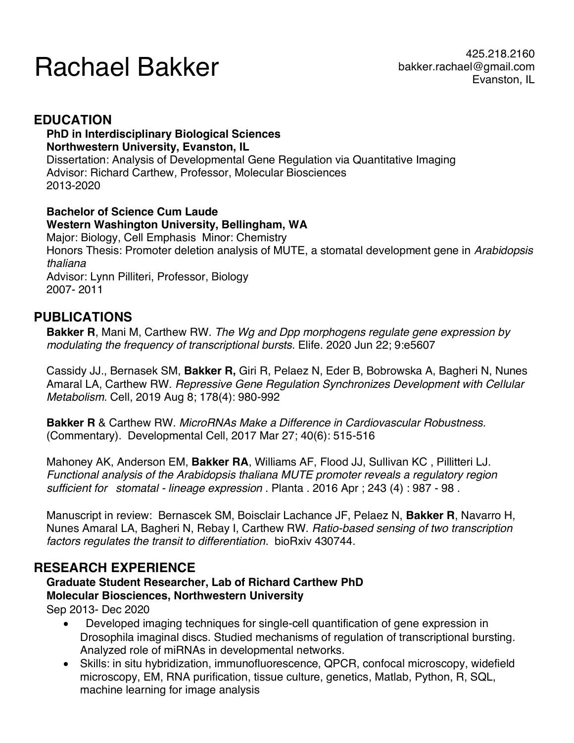# Rachael Bakker

425.218.2160
bakker.rachael@gmail.com
Evanston, IL

## EDUCATION

**PhD in Interdisciplinary Biological Sciences**
**Northwestern University, Evanston, IL**
Dissertation: Analysis of Developmental Gene Regulation via Quantitative Imaging
Advisor: Richard Carthew*,* Professor, Molecular Biosciences
2013-2020

**Bachelor of Science Cum Laude**
**Western Washington University, Bellingham, WA**
Major: Biology, Cell Emphasis Minor: Chemistry
Honors Thesis: Promoter deletion analysis of MUTE, a stomatal development gene in *Arabidopsis thaliana*
Advisor: Lynn Pilliteri, Professor, Biology
2007- 2011

## PUBLICATIONS

**Bakker R**, Mani M, Carthew RW. *The Wg and Dpp morphogens regulate gene expression by modulating the frequency of transcriptional bursts*. Elife. 2020 Jun 22; 9:e5607

Cassidy JJ., Bernasek SM, **Bakker R,** Giri R, Pelaez N, Eder B, Bobrowska A, Bagheri N, Nunes Amaral LA, Carthew RW. *Repressive Gene Regulation Synchronizes Development with Cellular Metabolism.* Cell, 2019 Aug 8; 178(4): 980-992

**Bakker R** & Carthew RW. *MicroRNAs Make a Difference in Cardiovascular Robustness.* (Commentary). Developmental Cell, 2017 Mar 27; 40(6): 515-516

Mahoney AK, Anderson EM, **Bakker RA**, Williams AF, Flood JJ, Sullivan KC , Pillitteri LJ. *Functional analysis of the Arabidopsis thaliana MUTE promoter reveals a regulatory region sufficient for stomatal - lineage expression .* Planta . 2016 Apr ; 243 (4) : 987 - 98 .

Manuscript in review: Bernascek SM, Boisclair Lachance JF, Pelaez N, **Bakker R**, Navarro H, Nunes Amaral LA, Bagheri N, Rebay I, Carthew RW. *Ratio-based sensing of two transcription factors regulates the transit to differentiation*. bioRxiv 430744.

## RESEARCH EXPERIENCE

**Graduate Student Researcher, Lab of Richard Carthew PhD**
**Molecular Biosciences, Northwestern University**
Sep 2013- Dec 2020

- Developed imaging techniques for single-cell quantification of gene expression in Drosophila imaginal discs. Studied mechanisms of regulation of transcriptional bursting. Analyzed role of miRNAs in developmental networks.
- Skills: in situ hybridization, immunofluorescence, QPCR, confocal microscopy, widefield microscopy, EM, RNA purification, tissue culture, genetics, Matlab, Python, R, SQL, machine learning for image analysis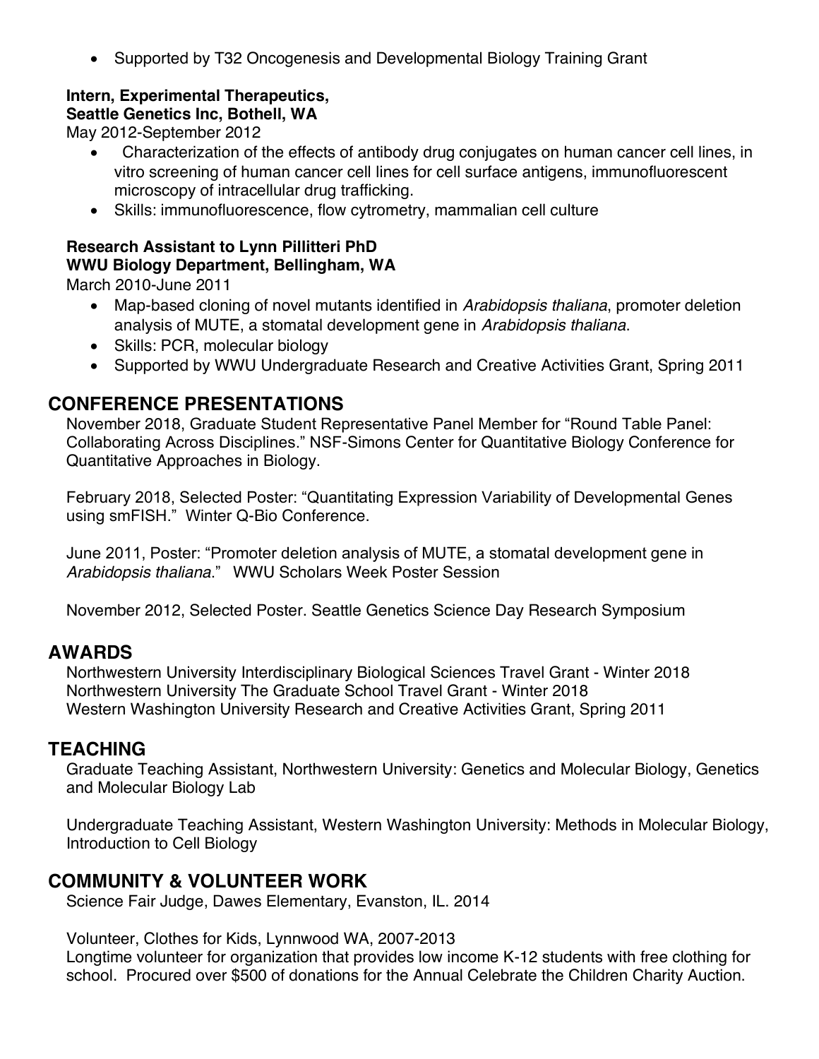- Supported by T32 Oncogenesis and Developmental Biology Training Grant

**Intern, Experimental Therapeutics,**
**Seattle Genetics Inc, Bothell, WA**
May 2012-September 2012

- Characterization of the effects of antibody drug conjugates on human cancer cell lines, in vitro screening of human cancer cell lines for cell surface antigens, immunofluorescent microscopy of intracellular drug trafficking.
- Skills: immunofluorescence, flow cytometry, mammalian cell culture

**Research Assistant to Lynn Pillitteri PhD**
**WWU Biology Department, Bellingham, WA**
March 2010-June 2011

- Map-based cloning of novel mutants identified in *Arabidopsis thaliana*, promoter deletion analysis of MUTE, a stomatal development gene in *Arabidopsis thaliana*.
- Skills: PCR, molecular biology
- Supported by WWU Undergraduate Research and Creative Activities Grant, Spring 2011

## CONFERENCE PRESENTATIONS

November 2018, Graduate Student Representative Panel Member for "Round Table Panel: Collaborating Across Disciplines." NSF-Simons Center for Quantitative Biology Conference for Quantitative Approaches in Biology.

February 2018, Selected Poster: "Quantitating Expression Variability of Developmental Genes using smFISH." Winter Q-Bio Conference.

June 2011, Poster: "Promoter deletion analysis of MUTE, a stomatal development gene in *Arabidopsis thaliana*." WWU Scholars Week Poster Session

November 2012, Selected Poster. Seattle Genetics Science Day Research Symposium

## AWARDS

Northwestern University Interdisciplinary Biological Sciences Travel Grant - Winter 2018
Northwestern University The Graduate School Travel Grant - Winter 2018
Western Washington University Research and Creative Activities Grant, Spring 2011

## TEACHING

Graduate Teaching Assistant, Northwestern University: Genetics and Molecular Biology, Genetics and Molecular Biology Lab

Undergraduate Teaching Assistant, Western Washington University: Methods in Molecular Biology, Introduction to Cell Biology

## COMMUNITY & VOLUNTEER WORK

Science Fair Judge, Dawes Elementary, Evanston, IL. 2014

Volunteer, Clothes for Kids, Lynnwood WA, 2007-2013
Longtime volunteer for organization that provides low income K-12 students with free clothing for school. Procured over $500 of donations for the Annual Celebrate the Children Charity Auction.